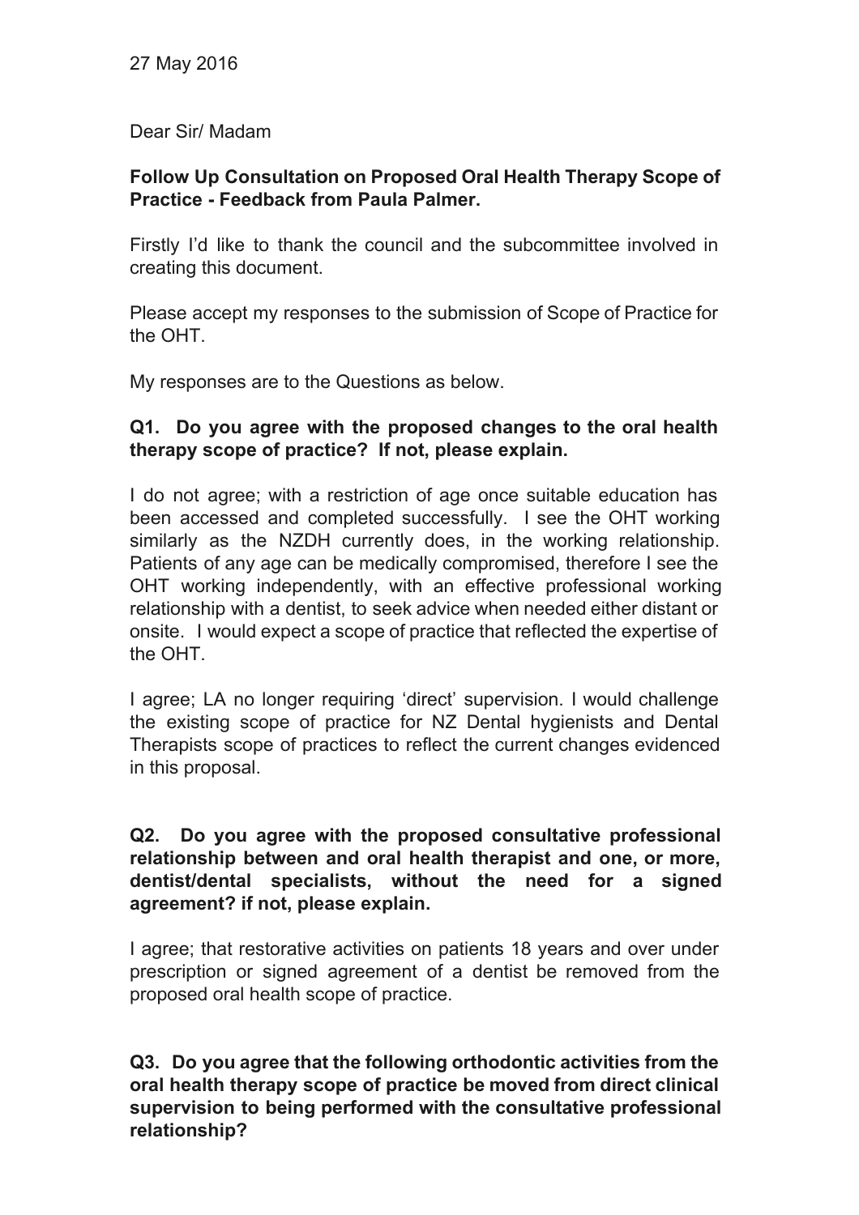27 May 2016

Dear Sir/ Madam

**Follow Up Consultation on Proposed Oral Health Therapy Scope of Practice - Feedback from Paula Palmer.**

Firstly I'd like to thank the council and the subcommittee involved in creating this document.

Please accept my responses to the submission of Scope of Practice for the OHT.

My responses are to the Questions as below.

**Q1. Do you agree with the proposed changes to the oral health therapy scope of practice? If not, please explain.**

I do not agree; with a restriction of age once suitable education has been accessed and completed successfully. I see the OHT working similarly as the NZDH currently does, in the working relationship. Patients of any age can be medically compromised, therefore I see the OHT working independently, with an effective professional working relationship with a dentist, to seek advice when needed either distant or onsite. I would expect a scope of practice that reflected the expertise of the OHT.

I agree; LA no longer requiring 'direct' supervision. I would challenge the existing scope of practice for NZ Dental hygienists and Dental Therapists scope of practices to reflect the current changes evidenced in this proposal.

**Q2. Do you agree with the proposed consultative professional relationship between and oral health therapist and one, or more, dentist/dental specialists, without the need for a signed agreement? if not, please explain.**

I agree; that restorative activities on patients 18 years and over under prescription or signed agreement of a dentist be removed from the proposed oral health scope of practice.

**Q3. Do you agree that the following orthodontic activities from the oral health therapy scope of practice be moved from direct clinical supervision to being performed with the consultative professional relationship?**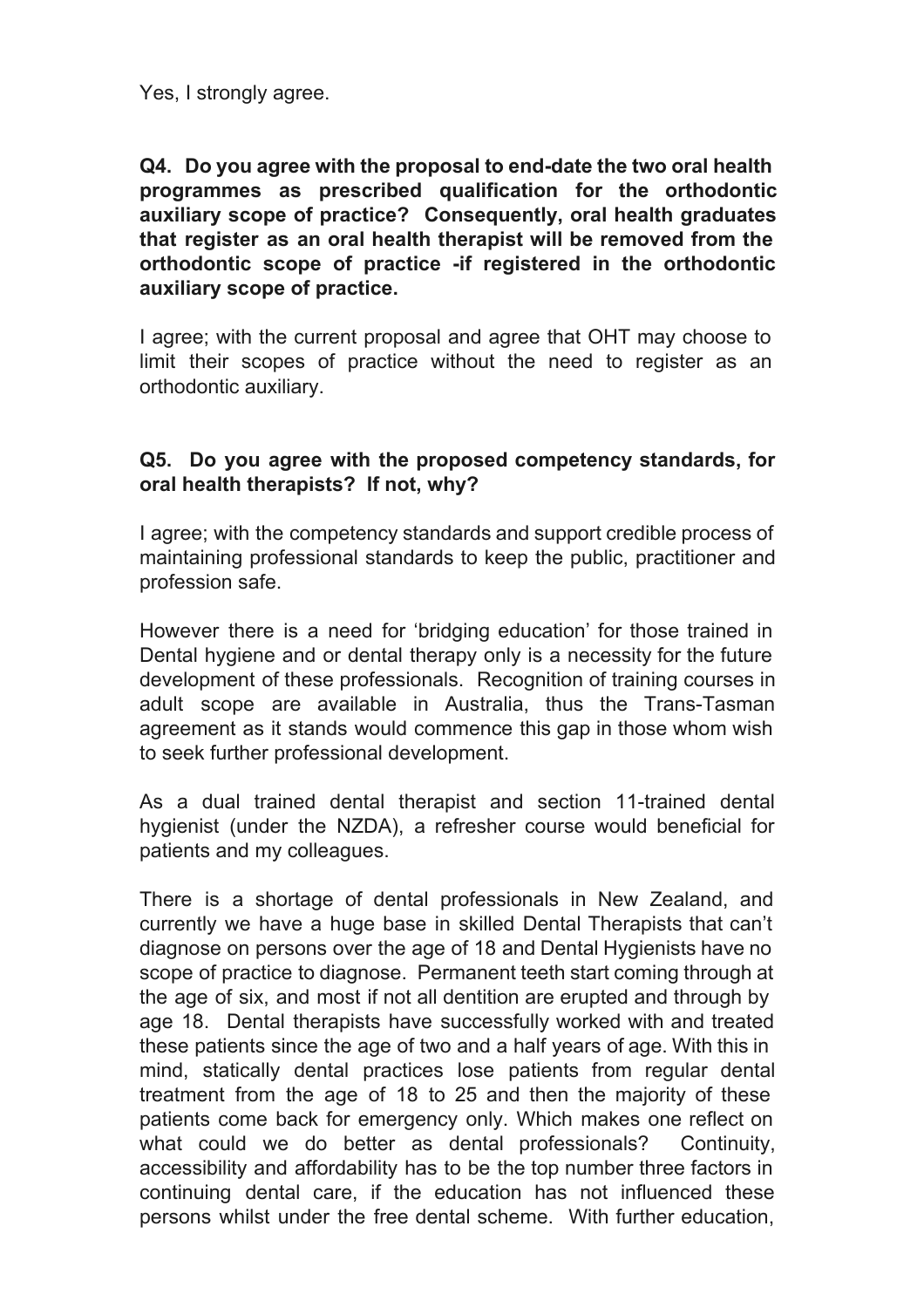Yes, I strongly agree.

**Q4. Do you agree with the proposal to end-date the two oral health programmes as prescribed qualification for the orthodontic auxiliary scope of practice? Consequently, oral health graduates that register as an oral health therapist will be removed from the orthodontic scope of practice -if registered in the orthodontic auxiliary scope of practice.**

I agree; with the current proposal and agree that OHT may choose to limit their scopes of practice without the need to register as an orthodontic auxiliary.

**Q5. Do you agree with the proposed competency standards, for oral health therapists? If not, why?**

I agree; with the competency standards and support credible process of maintaining professional standards to keep the public, practitioner and profession safe.

However there is a need for 'bridging education' for those trained in Dental hygiene and or dental therapy only is a necessity for the future development of these professionals. Recognition of training courses in adult scope are available in Australia, thus the Trans-Tasman agreement as it stands would commence this gap in those whom wish to seek further professional development.

As a dual trained dental therapist and section 11-trained dental hygienist (under the NZDA), a refresher course would beneficial for patients and my colleagues.

There is a shortage of dental professionals in New Zealand, and currently we have a huge base in skilled Dental Therapists that can't diagnose on persons over the age of 18 and Dental Hygienists have no scope of practice to diagnose. Permanent teeth start coming through at the age of six, and most if not all dentition are erupted and through by age 18. Dental therapists have successfully worked with and treated these patients since the age of two and a half years of age. With this in mind, statically dental practices lose patients from regular dental treatment from the age of 18 to 25 and then the majority of these patients come back for emergency only. Which makes one reflect on what could we do better as dental professionals? Continuity, accessibility and affordability has to be the top number three factors in continuing dental care, if the education has not influenced these persons whilst under the free dental scheme. With further education,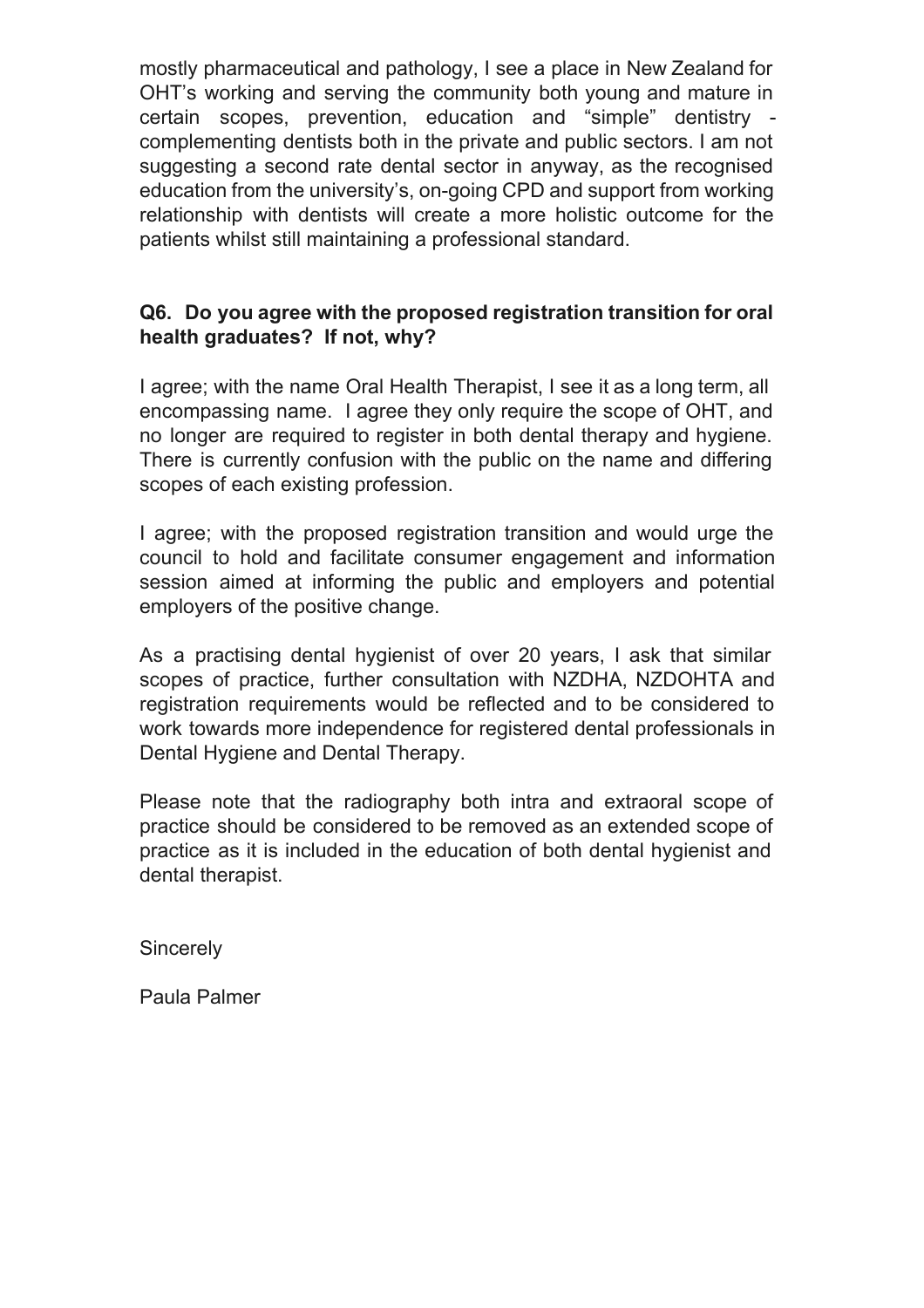mostly pharmaceutical and pathology, I see a place in New Zealand for OHT's working and serving the community both young and mature in certain scopes, prevention, education and "simple" dentistry - complementing dentists both in the private and public sectors. I am not suggesting a second rate dental sector in anyway, as the recognised education from the university's, on-going CPD and support from working relationship with dentists will create a more holistic outcome for the patients whilst still maintaining a professional standard.

**Q6. Do you agree with the proposed registration transition for oral health graduates? If not, why?**

I agree; with the name Oral Health Therapist, I see it as a long term, all encompassing name. I agree they only require the scope of OHT, and no longer are required to register in both dental therapy and hygiene. There is currently confusion with the public on the name and differing scopes of each existing profession.

I agree; with the proposed registration transition and would urge the council to hold and facilitate consumer engagement and information session aimed at informing the public and employers and potential employers of the positive change.

As a practising dental hygienist of over 20 years, I ask that similar scopes of practice, further consultation with NZDHA, NZDOHTA and registration requirements would be reflected and to be considered to work towards more independence for registered dental professionals in Dental Hygiene and Dental Therapy.

Please note that the radiography both intra and extraoral scope of practice should be considered to be removed as an extended scope of practice as it is included in the education of both dental hygienist and dental therapist.

Sincerely

Paula Palmer